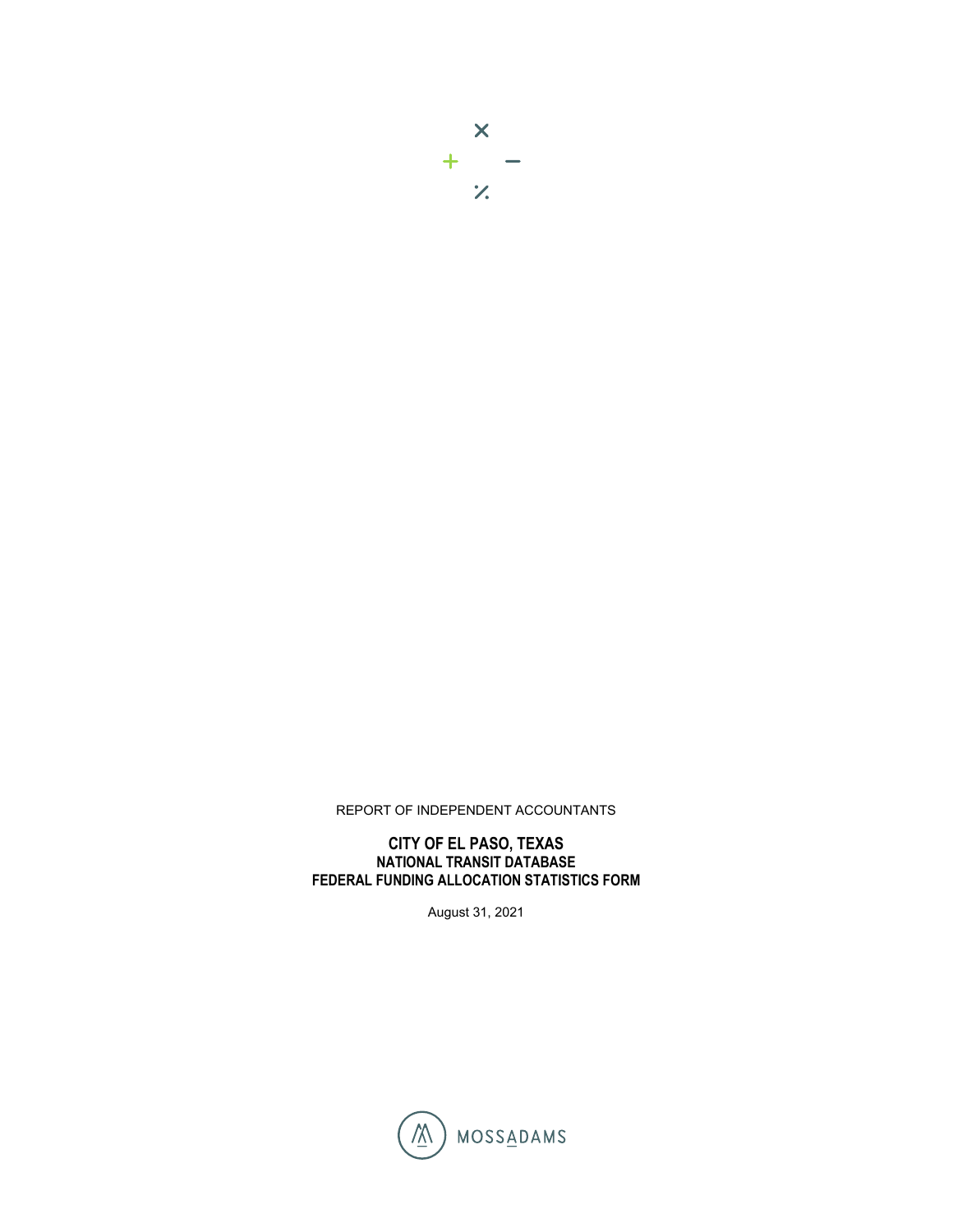REPORT OF INDEPENDENT ACCOUNTANTS

# CITY OF EL PASO, TEXAS
## NATIONAL TRANSIT DATABASE
## FEDERAL FUNDING ALLOCATION STATISTICS FORM

August 31, 2021

MOSSADAMS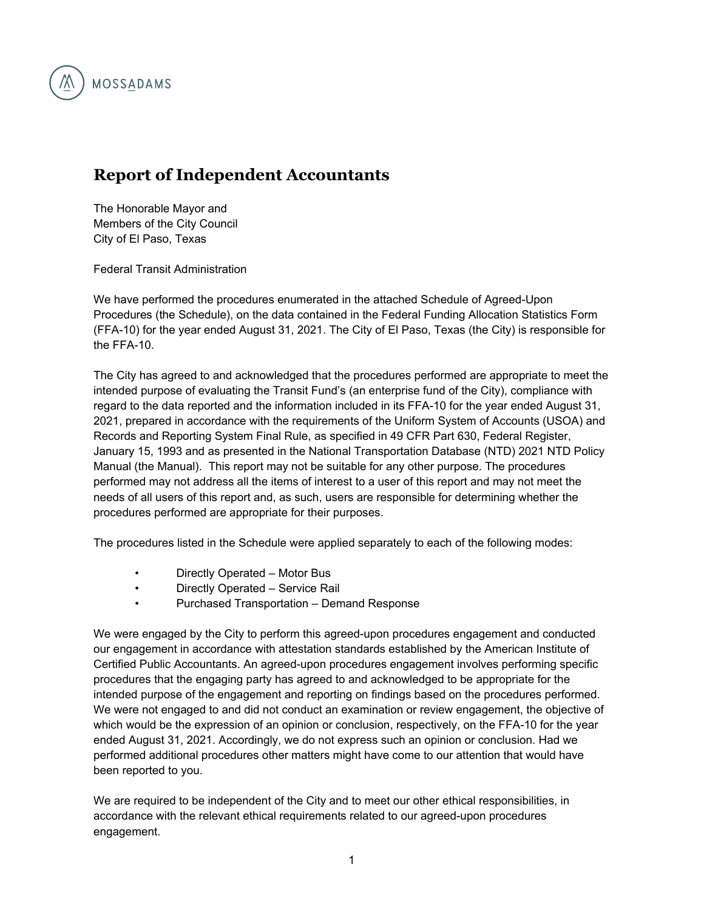# Report of Independent Accountants

The Honorable Mayor and
Members of the City Council
City of El Paso, Texas

Federal Transit Administration

We have performed the procedures enumerated in the attached Schedule of Agreed-Upon Procedures (the Schedule), on the data contained in the Federal Funding Allocation Statistics Form (FFA-10) for the year ended August 31, 2021. The City of El Paso, Texas (the City) is responsible for the FFA-10.

The City has agreed to and acknowledged that the procedures performed are appropriate to meet the intended purpose of evaluating the Transit Fund's (an enterprise fund of the City), compliance with regard to the data reported and the information included in its FFA-10 for the year ended August 31, 2021, prepared in accordance with the requirements of the Uniform System of Accounts (USOA) and Records and Reporting System Final Rule, as specified in 49 CFR Part 630, Federal Register, January 15, 1993 and as presented in the National Transportation Database (NTD) 2021 NTD Policy Manual (the Manual). This report may not be suitable for any other purpose. The procedures performed may not address all the items of interest to a user of this report and may not meet the needs of all users of this report and, as such, users are responsible for determining whether the procedures performed are appropriate for their purposes.

The procedures listed in the Schedule were applied separately to each of the following modes:

- Directly Operated – Motor Bus
- Directly Operated – Service Rail
- Purchased Transportation – Demand Response

We were engaged by the City to perform this agreed-upon procedures engagement and conducted our engagement in accordance with attestation standards established by the American Institute of Certified Public Accountants. An agreed-upon procedures engagement involves performing specific procedures that the engaging party has agreed to and acknowledged to be appropriate for the intended purpose of the engagement and reporting on findings based on the procedures performed. We were not engaged to and did not conduct an examination or review engagement, the objective of which would be the expression of an opinion or conclusion, respectively, on the FFA-10 for the year ended August 31, 2021. Accordingly, we do not express such an opinion or conclusion. Had we performed additional procedures other matters might have come to our attention that would have been reported to you.

We are required to be independent of the City and to meet our other ethical responsibilities, in accordance with the relevant ethical requirements related to our agreed-upon procedures engagement.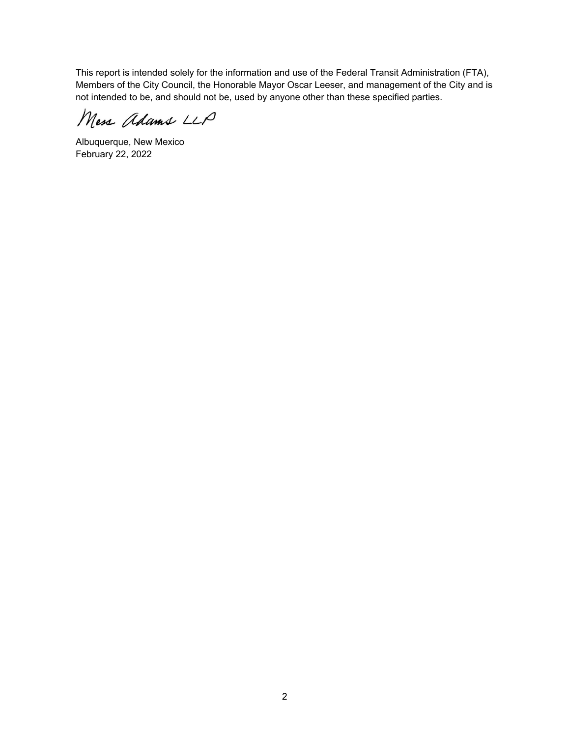This report is intended solely for the information and use of the Federal Transit Administration (FTA), Members of the City Council, the Honorable Mayor Oscar Leeser, and management of the City and is not intended to be, and should not be, used by anyone other than these specified parties.

Moss Adams LLP

Albuquerque, New Mexico
February 22, 2022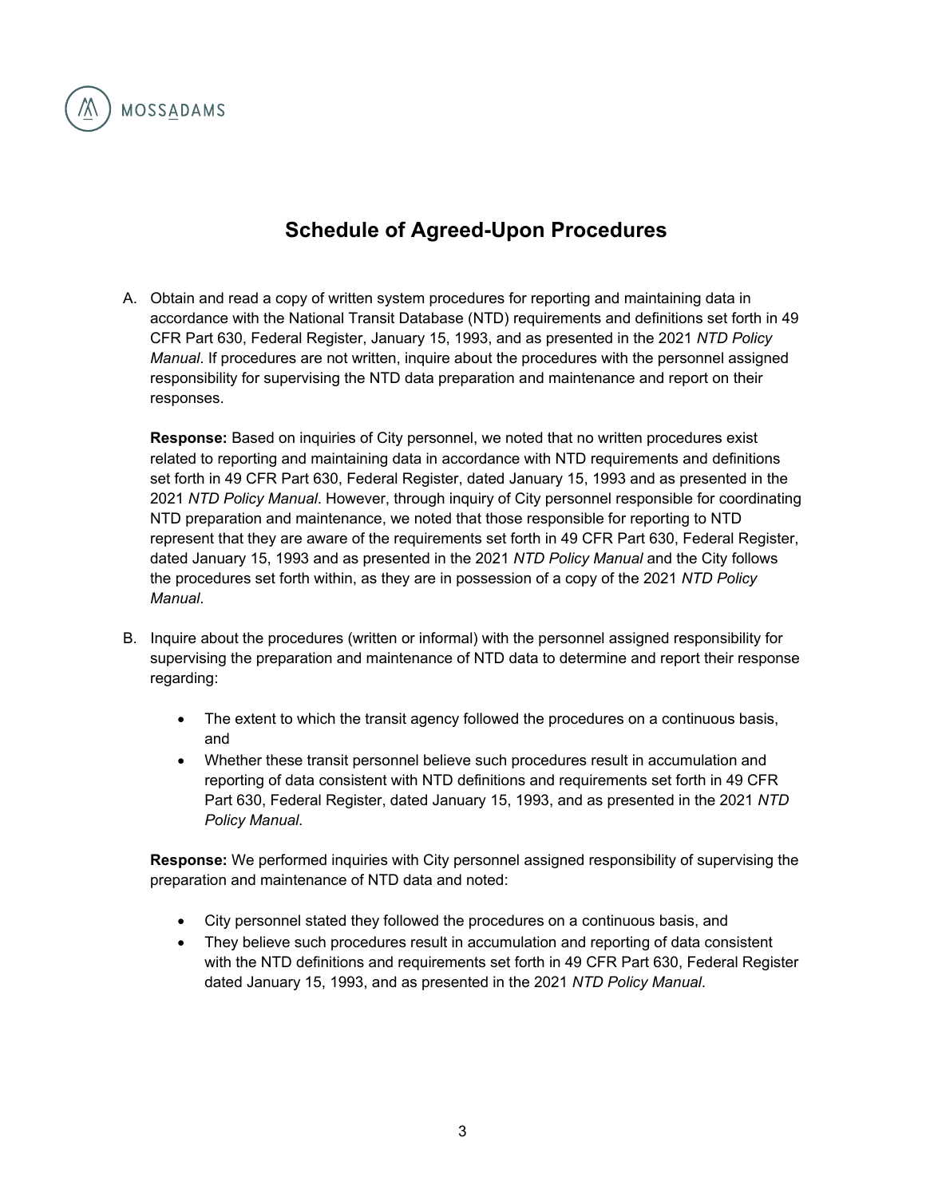# Schedule of Agreed-Upon Procedures

A. Obtain and read a copy of written system procedures for reporting and maintaining data in accordance with the National Transit Database (NTD) requirements and definitions set forth in 49 CFR Part 630, Federal Register, January 15, 1993, and as presented in the 2021 *NTD Policy Manual*. If procedures are not written, inquire about the procedures with the personnel assigned responsibility for supervising the NTD data preparation and maintenance and report on their responses.

   **Response:** Based on inquiries of City personnel, we noted that no written procedures exist related to reporting and maintaining data in accordance with NTD requirements and definitions set forth in 49 CFR Part 630, Federal Register, dated January 15, 1993 and as presented in the 2021 *NTD Policy Manual*. However, through inquiry of City personnel responsible for coordinating NTD preparation and maintenance, we noted that those responsible for reporting to NTD represent that they are aware of the requirements set forth in 49 CFR Part 630, Federal Register, dated January 15, 1993 and as presented in the 2021 *NTD Policy Manual* and the City follows the procedures set forth within, as they are in possession of a copy of the 2021 *NTD Policy Manual*.

B. Inquire about the procedures (written or informal) with the personnel assigned responsibility for supervising the preparation and maintenance of NTD data to determine and report their response regarding:

   - The extent to which the transit agency followed the procedures on a continuous basis, and
   - Whether these transit personnel believe such procedures result in accumulation and reporting of data consistent with NTD definitions and requirements set forth in 49 CFR Part 630, Federal Register, dated January 15, 1993, and as presented in the 2021 *NTD Policy Manual*.

   **Response:** We performed inquiries with City personnel assigned responsibility of supervising the preparation and maintenance of NTD data and noted:

   - City personnel stated they followed the procedures on a continuous basis, and
   - They believe such procedures result in accumulation and reporting of data consistent with the NTD definitions and requirements set forth in 49 CFR Part 630, Federal Register dated January 15, 1993, and as presented in the 2021 *NTD Policy Manual*.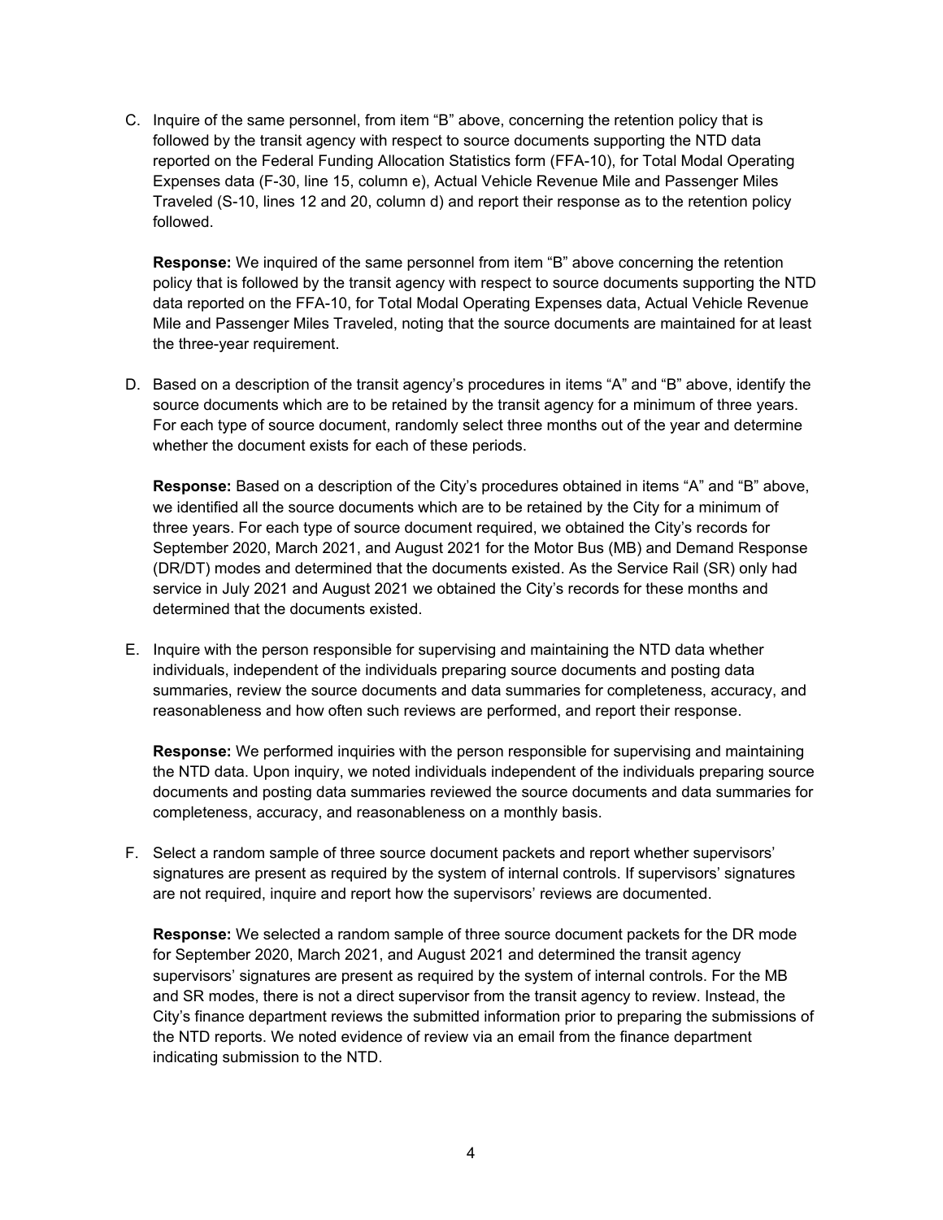C. Inquire of the same personnel, from item "B" above, concerning the retention policy that is followed by the transit agency with respect to source documents supporting the NTD data reported on the Federal Funding Allocation Statistics form (FFA-10), for Total Modal Operating Expenses data (F-30, line 15, column e), Actual Vehicle Revenue Mile and Passenger Miles Traveled (S-10, lines 12 and 20, column d) and report their response as to the retention policy followed.

   **Response:** We inquired of the same personnel from item "B" above concerning the retention policy that is followed by the transit agency with respect to source documents supporting the NTD data reported on the FFA-10, for Total Modal Operating Expenses data, Actual Vehicle Revenue Mile and Passenger Miles Traveled, noting that the source documents are maintained for at least the three-year requirement.

D. Based on a description of the transit agency's procedures in items "A" and "B" above, identify the source documents which are to be retained by the transit agency for a minimum of three years. For each type of source document, randomly select three months out of the year and determine whether the document exists for each of these periods.

   **Response:** Based on a description of the City's procedures obtained in items "A" and "B" above, we identified all the source documents which are to be retained by the City for a minimum of three years. For each type of source document required, we obtained the City's records for September 2020, March 2021, and August 2021 for the Motor Bus (MB) and Demand Response (DR/DT) modes and determined that the documents existed. As the Service Rail (SR) only had service in July 2021 and August 2021 we obtained the City's records for these months and determined that the documents existed.

E. Inquire with the person responsible for supervising and maintaining the NTD data whether individuals, independent of the individuals preparing source documents and posting data summaries, review the source documents and data summaries for completeness, accuracy, and reasonableness and how often such reviews are performed, and report their response.

   **Response:** We performed inquiries with the person responsible for supervising and maintaining the NTD data. Upon inquiry, we noted individuals independent of the individuals preparing source documents and posting data summaries reviewed the source documents and data summaries for completeness, accuracy, and reasonableness on a monthly basis.

F. Select a random sample of three source document packets and report whether supervisors' signatures are present as required by the system of internal controls. If supervisors' signatures are not required, inquire and report how the supervisors' reviews are documented.

   **Response:** We selected a random sample of three source document packets for the DR mode for September 2020, March 2021, and August 2021 and determined the transit agency supervisors' signatures are present as required by the system of internal controls. For the MB and SR modes, there is not a direct supervisor from the transit agency to review. Instead, the City's finance department reviews the submitted information prior to preparing the submissions of the NTD reports. We noted evidence of review via an email from the finance department indicating submission to the NTD.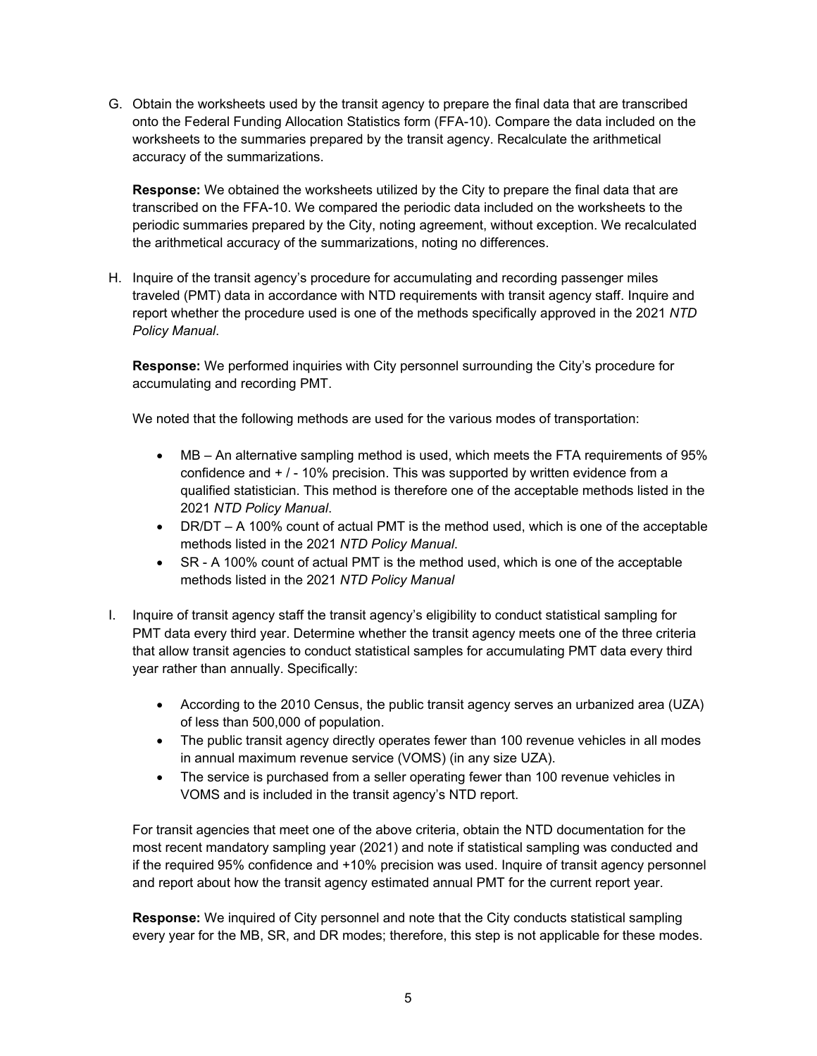G. Obtain the worksheets used by the transit agency to prepare the final data that are transcribed onto the Federal Funding Allocation Statistics form (FFA-10). Compare the data included on the worksheets to the summaries prepared by the transit agency. Recalculate the arithmetical accuracy of the summarizations.

   **Response:** We obtained the worksheets utilized by the City to prepare the final data that are transcribed on the FFA-10. We compared the periodic data included on the worksheets to the periodic summaries prepared by the City, noting agreement, without exception. We recalculated the arithmetical accuracy of the summarizations, noting no differences.

H. Inquire of the transit agency's procedure for accumulating and recording passenger miles traveled (PMT) data in accordance with NTD requirements with transit agency staff. Inquire and report whether the procedure used is one of the methods specifically approved in the 2021 *NTD Policy Manual*.

   **Response:** We performed inquiries with City personnel surrounding the City's procedure for accumulating and recording PMT.

   We noted that the following methods are used for the various modes of transportation:

   - MB – An alternative sampling method is used, which meets the FTA requirements of 95% confidence and + / - 10% precision. This was supported by written evidence from a qualified statistician. This method is therefore one of the acceptable methods listed in the 2021 *NTD Policy Manual*.
   - DR/DT – A 100% count of actual PMT is the method used, which is one of the acceptable methods listed in the 2021 *NTD Policy Manual*.
   - SR - A 100% count of actual PMT is the method used, which is one of the acceptable methods listed in the 2021 *NTD Policy Manual*

I. Inquire of transit agency staff the transit agency's eligibility to conduct statistical sampling for PMT data every third year. Determine whether the transit agency meets one of the three criteria that allow transit agencies to conduct statistical samples for accumulating PMT data every third year rather than annually. Specifically:

   - According to the 2010 Census, the public transit agency serves an urbanized area (UZA) of less than 500,000 of population.
   - The public transit agency directly operates fewer than 100 revenue vehicles in all modes in annual maximum revenue service (VOMS) (in any size UZA).
   - The service is purchased from a seller operating fewer than 100 revenue vehicles in VOMS and is included in the transit agency's NTD report.

   For transit agencies that meet one of the above criteria, obtain the NTD documentation for the most recent mandatory sampling year (2021) and note if statistical sampling was conducted and if the required 95% confidence and +10% precision was used. Inquire of transit agency personnel and report about how the transit agency estimated annual PMT for the current report year.

   **Response:** We inquired of City personnel and note that the City conducts statistical sampling every year for the MB, SR, and DR modes; therefore, this step is not applicable for these modes.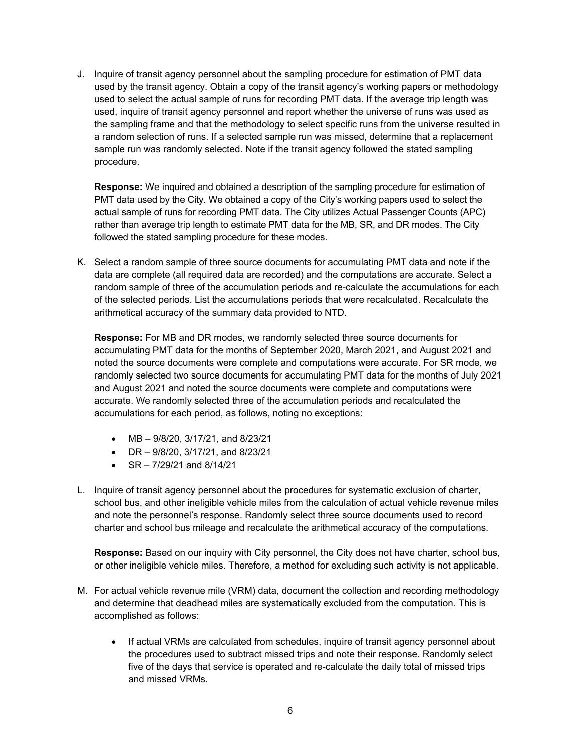J. Inquire of transit agency personnel about the sampling procedure for estimation of PMT data used by the transit agency. Obtain a copy of the transit agency's working papers or methodology used to select the actual sample of runs for recording PMT data. If the average trip length was used, inquire of transit agency personnel and report whether the universe of runs was used as the sampling frame and that the methodology to select specific runs from the universe resulted in a random selection of runs. If a selected sample run was missed, determine that a replacement sample run was randomly selected. Note if the transit agency followed the stated sampling procedure.

   **Response:** We inquired and obtained a description of the sampling procedure for estimation of PMT data used by the City. We obtained a copy of the City's working papers used to select the actual sample of runs for recording PMT data. The City utilizes Actual Passenger Counts (APC) rather than average trip length to estimate PMT data for the MB, SR, and DR modes. The City followed the stated sampling procedure for these modes.

K. Select a random sample of three source documents for accumulating PMT data and note if the data are complete (all required data are recorded) and the computations are accurate. Select a random sample of three of the accumulation periods and re-calculate the accumulations for each of the selected periods. List the accumulations periods that were recalculated. Recalculate the arithmetical accuracy of the summary data provided to NTD.

   **Response:** For MB and DR modes, we randomly selected three source documents for accumulating PMT data for the months of September 2020, March 2021, and August 2021 and noted the source documents were complete and computations were accurate. For SR mode, we randomly selected two source documents for accumulating PMT data for the months of July 2021 and August 2021 and noted the source documents were complete and computations were accurate. We randomly selected three of the accumulation periods and recalculated the accumulations for each period, as follows, noting no exceptions:

   - MB – 9/8/20, 3/17/21, and 8/23/21
   - DR – 9/8/20, 3/17/21, and 8/23/21
   - SR – 7/29/21 and 8/14/21

L. Inquire of transit agency personnel about the procedures for systematic exclusion of charter, school bus, and other ineligible vehicle miles from the calculation of actual vehicle revenue miles and note the personnel's response. Randomly select three source documents used to record charter and school bus mileage and recalculate the arithmetical accuracy of the computations.

   **Response:** Based on our inquiry with City personnel, the City does not have charter, school bus, or other ineligible vehicle miles. Therefore, a method for excluding such activity is not applicable.

M. For actual vehicle revenue mile (VRM) data, document the collection and recording methodology and determine that deadhead miles are systematically excluded from the computation. This is accomplished as follows:

   - If actual VRMs are calculated from schedules, inquire of transit agency personnel about the procedures used to subtract missed trips and note their response. Randomly select five of the days that service is operated and re-calculate the daily total of missed trips and missed VRMs.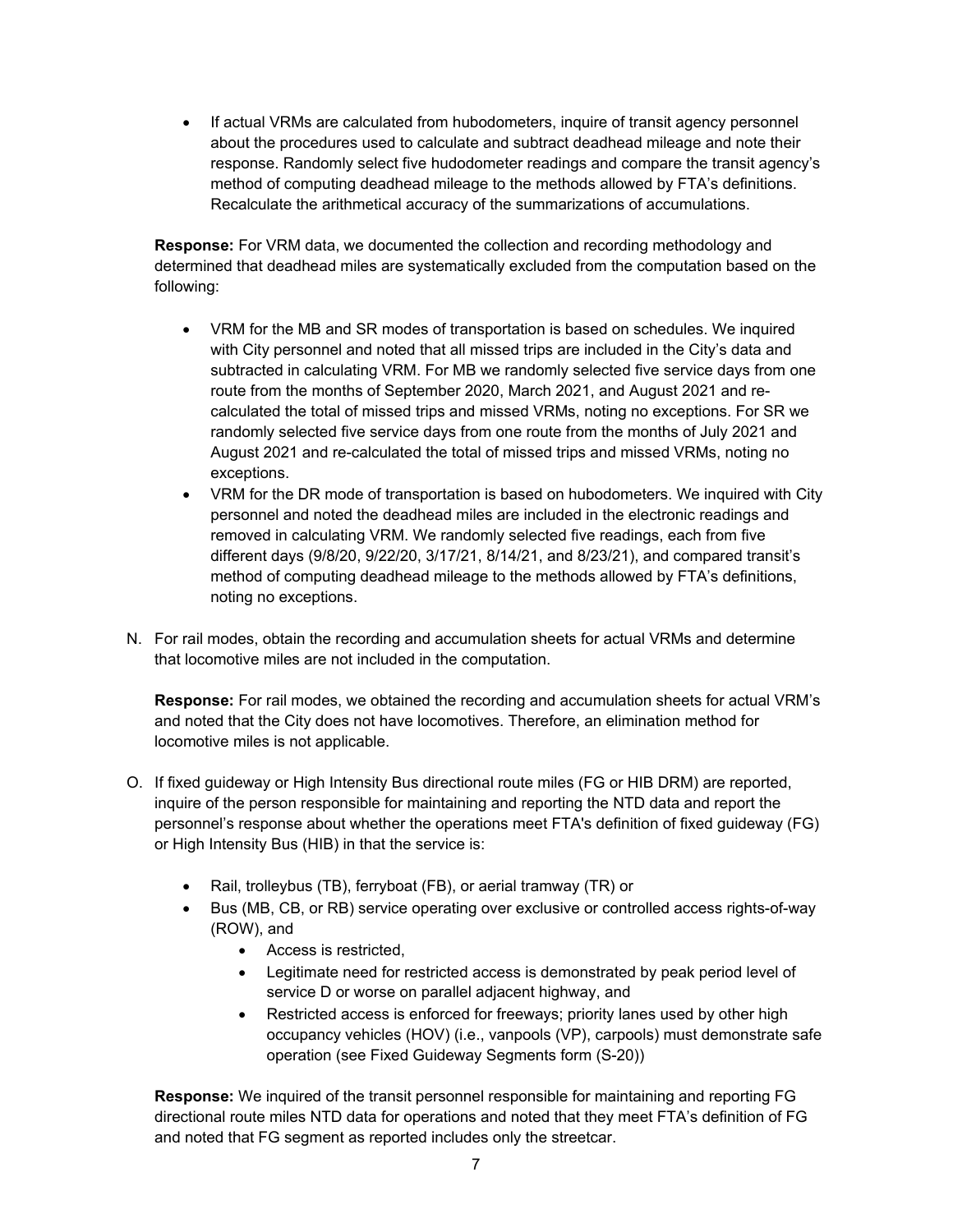- If actual VRMs are calculated from hubodometers, inquire of transit agency personnel about the procedures used to calculate and subtract deadhead mileage and note their response. Randomly select five hudodometer readings and compare the transit agency's method of computing deadhead mileage to the methods allowed by FTA's definitions. Recalculate the arithmetical accuracy of the summarizations of accumulations.

**Response:** For VRM data, we documented the collection and recording methodology and determined that deadhead miles are systematically excluded from the computation based on the following:

- VRM for the MB and SR modes of transportation is based on schedules. We inquired with City personnel and noted that all missed trips are included in the City's data and subtracted in calculating VRM. For MB we randomly selected five service days from one route from the months of September 2020, March 2021, and August 2021 and re-calculated the total of missed trips and missed VRMs, noting no exceptions. For SR we randomly selected five service days from one route from the months of July 2021 and August 2021 and re-calculated the total of missed trips and missed VRMs, noting no exceptions.
- VRM for the DR mode of transportation is based on hubodometers. We inquired with City personnel and noted the deadhead miles are included in the electronic readings and removed in calculating VRM. We randomly selected five readings, each from five different days (9/8/20, 9/22/20, 3/17/21, 8/14/21, and 8/23/21), and compared transit's method of computing deadhead mileage to the methods allowed by FTA's definitions, noting no exceptions.

N. For rail modes, obtain the recording and accumulation sheets for actual VRMs and determine that locomotive miles are not included in the computation.

**Response:** For rail modes, we obtained the recording and accumulation sheets for actual VRM's and noted that the City does not have locomotives. Therefore, an elimination method for locomotive miles is not applicable.

O. If fixed guideway or High Intensity Bus directional route miles (FG or HIB DRM) are reported, inquire of the person responsible for maintaining and reporting the NTD data and report the personnel's response about whether the operations meet FTA's definition of fixed guideway (FG) or High Intensity Bus (HIB) in that the service is:

- Rail, trolleybus (TB), ferryboat (FB), or aerial tramway (TR) or
- Bus (MB, CB, or RB) service operating over exclusive or controlled access rights-of-way (ROW), and
  - Access is restricted,
  - Legitimate need for restricted access is demonstrated by peak period level of service D or worse on parallel adjacent highway, and
  - Restricted access is enforced for freeways; priority lanes used by other high occupancy vehicles (HOV) (i.e., vanpools (VP), carpools) must demonstrate safe operation (see Fixed Guideway Segments form (S-20))

**Response:** We inquired of the transit personnel responsible for maintaining and reporting FG directional route miles NTD data for operations and noted that they meet FTA's definition of FG and noted that FG segment as reported includes only the streetcar.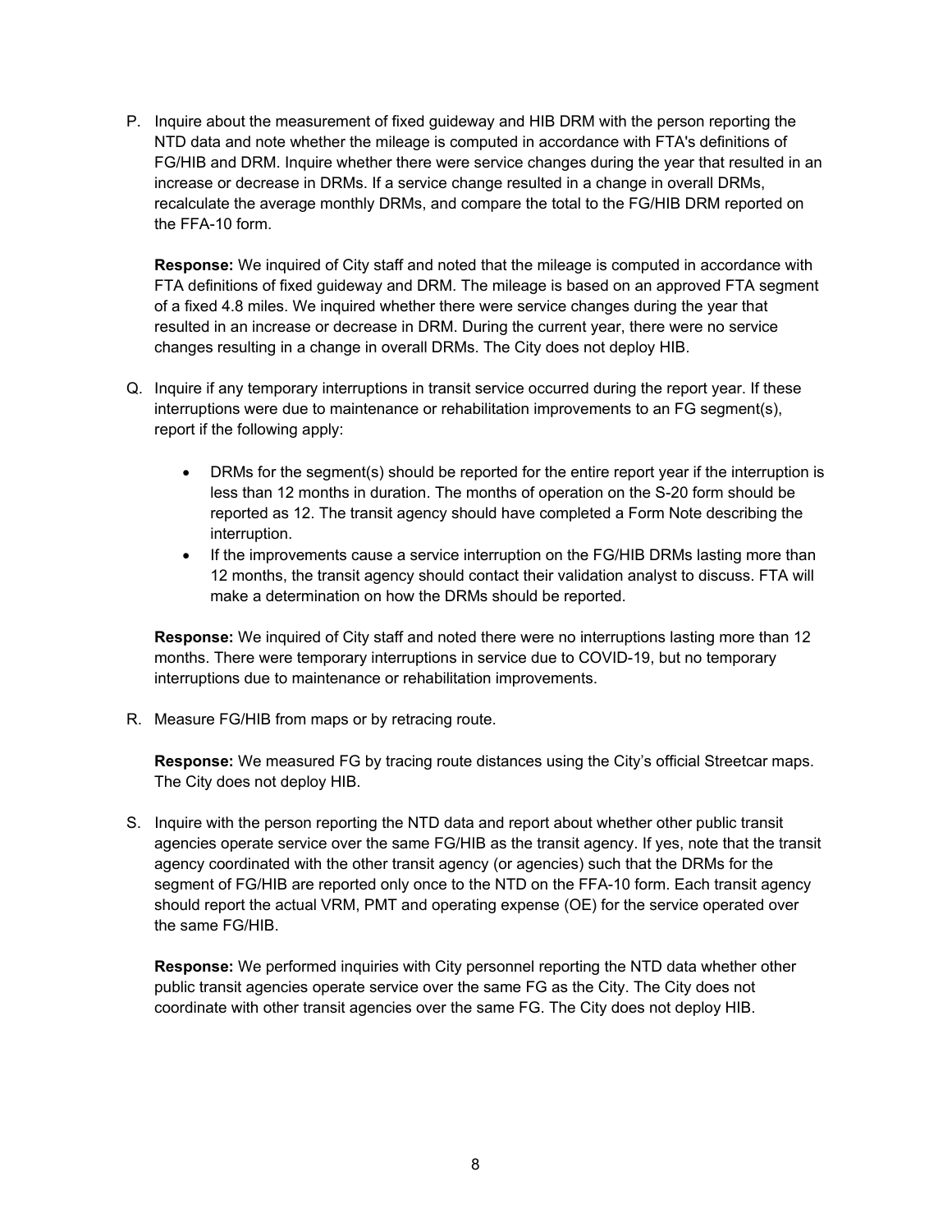P. Inquire about the measurement of fixed guideway and HIB DRM with the person reporting the NTD data and note whether the mileage is computed in accordance with FTA's definitions of FG/HIB and DRM. Inquire whether there were service changes during the year that resulted in an increase or decrease in DRMs. If a service change resulted in a change in overall DRMs, recalculate the average monthly DRMs, and compare the total to the FG/HIB DRM reported on the FFA-10 form.

   **Response:** We inquired of City staff and noted that the mileage is computed in accordance with FTA definitions of fixed guideway and DRM. The mileage is based on an approved FTA segment of a fixed 4.8 miles. We inquired whether there were service changes during the year that resulted in an increase or decrease in DRM. During the current year, there were no service changes resulting in a change in overall DRMs. The City does not deploy HIB.

Q. Inquire if any temporary interruptions in transit service occurred during the report year. If these interruptions were due to maintenance or rehabilitation improvements to an FG segment(s), report if the following apply:

   - DRMs for the segment(s) should be reported for the entire report year if the interruption is less than 12 months in duration. The months of operation on the S-20 form should be reported as 12. The transit agency should have completed a Form Note describing the interruption.
   - If the improvements cause a service interruption on the FG/HIB DRMs lasting more than 12 months, the transit agency should contact their validation analyst to discuss. FTA will make a determination on how the DRMs should be reported.

   **Response:** We inquired of City staff and noted there were no interruptions lasting more than 12 months. There were temporary interruptions in service due to COVID-19, but no temporary interruptions due to maintenance or rehabilitation improvements.

R. Measure FG/HIB from maps or by retracing route.

   **Response:** We measured FG by tracing route distances using the City's official Streetcar maps. The City does not deploy HIB.

S. Inquire with the person reporting the NTD data and report about whether other public transit agencies operate service over the same FG/HIB as the transit agency. If yes, note that the transit agency coordinated with the other transit agency (or agencies) such that the DRMs for the segment of FG/HIB are reported only once to the NTD on the FFA-10 form. Each transit agency should report the actual VRM, PMT and operating expense (OE) for the service operated over the same FG/HIB.

   **Response:** We performed inquiries with City personnel reporting the NTD data whether other public transit agencies operate service over the same FG as the City. The City does not coordinate with other transit agencies over the same FG. The City does not deploy HIB.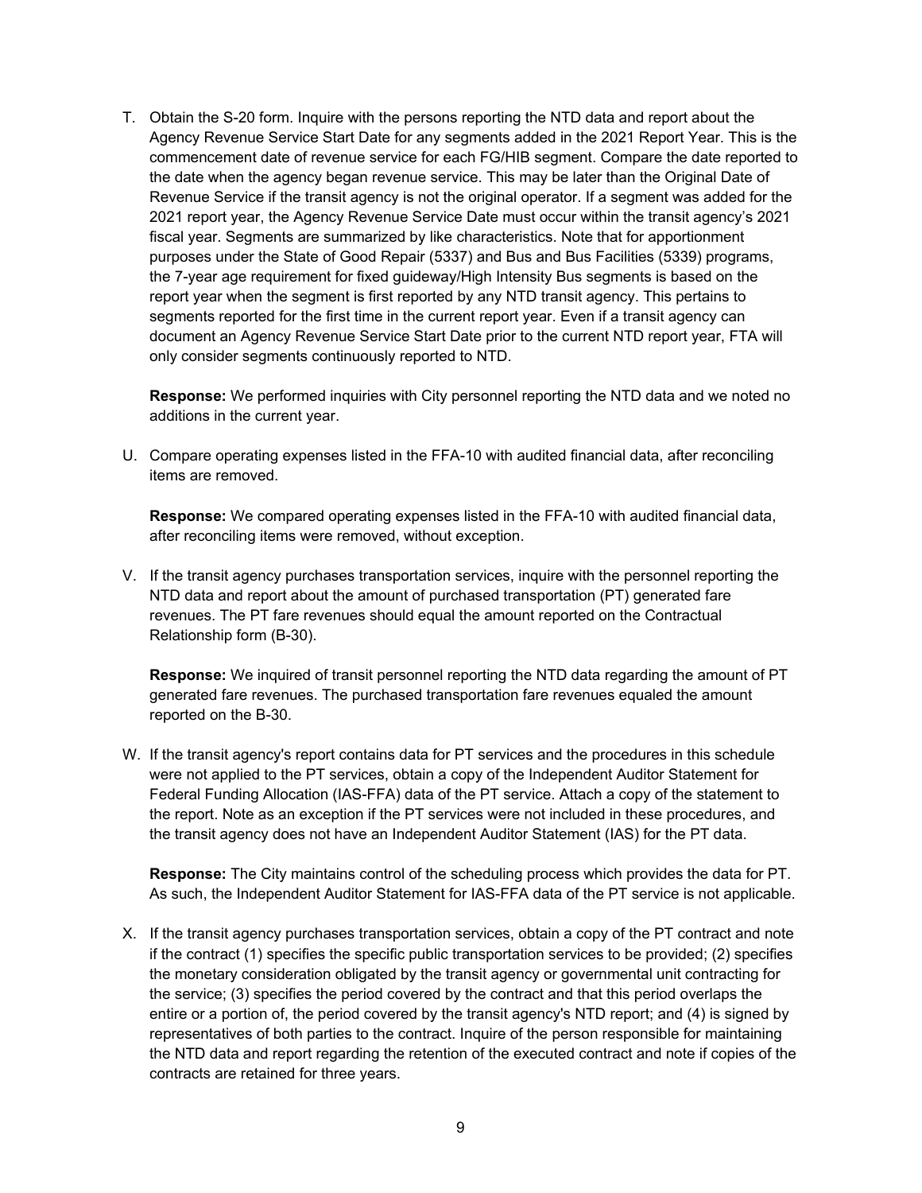T. Obtain the S-20 form. Inquire with the persons reporting the NTD data and report about the Agency Revenue Service Start Date for any segments added in the 2021 Report Year. This is the commencement date of revenue service for each FG/HIB segment. Compare the date reported to the date when the agency began revenue service. This may be later than the Original Date of Revenue Service if the transit agency is not the original operator. If a segment was added for the 2021 report year, the Agency Revenue Service Date must occur within the transit agency's 2021 fiscal year. Segments are summarized by like characteristics. Note that for apportionment purposes under the State of Good Repair (5337) and Bus and Bus Facilities (5339) programs, the 7-year age requirement for fixed guideway/High Intensity Bus segments is based on the report year when the segment is first reported by any NTD transit agency. This pertains to segments reported for the first time in the current report year. Even if a transit agency can document an Agency Revenue Service Start Date prior to the current NTD report year, FTA will only consider segments continuously reported to NTD.

   **Response:** We performed inquiries with City personnel reporting the NTD data and we noted no additions in the current year.

U. Compare operating expenses listed in the FFA-10 with audited financial data, after reconciling items are removed.

   **Response:** We compared operating expenses listed in the FFA-10 with audited financial data, after reconciling items were removed, without exception.

V. If the transit agency purchases transportation services, inquire with the personnel reporting the NTD data and report about the amount of purchased transportation (PT) generated fare revenues. The PT fare revenues should equal the amount reported on the Contractual Relationship form (B-30).

   **Response:** We inquired of transit personnel reporting the NTD data regarding the amount of PT generated fare revenues. The purchased transportation fare revenues equaled the amount reported on the B-30.

W. If the transit agency's report contains data for PT services and the procedures in this schedule were not applied to the PT services, obtain a copy of the Independent Auditor Statement for Federal Funding Allocation (IAS-FFA) data of the PT service. Attach a copy of the statement to the report. Note as an exception if the PT services were not included in these procedures, and the transit agency does not have an Independent Auditor Statement (IAS) for the PT data.

   **Response:** The City maintains control of the scheduling process which provides the data for PT. As such, the Independent Auditor Statement for IAS-FFA data of the PT service is not applicable.

X. If the transit agency purchases transportation services, obtain a copy of the PT contract and note if the contract (1) specifies the specific public transportation services to be provided; (2) specifies the monetary consideration obligated by the transit agency or governmental unit contracting for the service; (3) specifies the period covered by the contract and that this period overlaps the entire or a portion of, the period covered by the transit agency's NTD report; and (4) is signed by representatives of both parties to the contract. Inquire of the person responsible for maintaining the NTD data and report regarding the retention of the executed contract and note if copies of the contracts are retained for three years.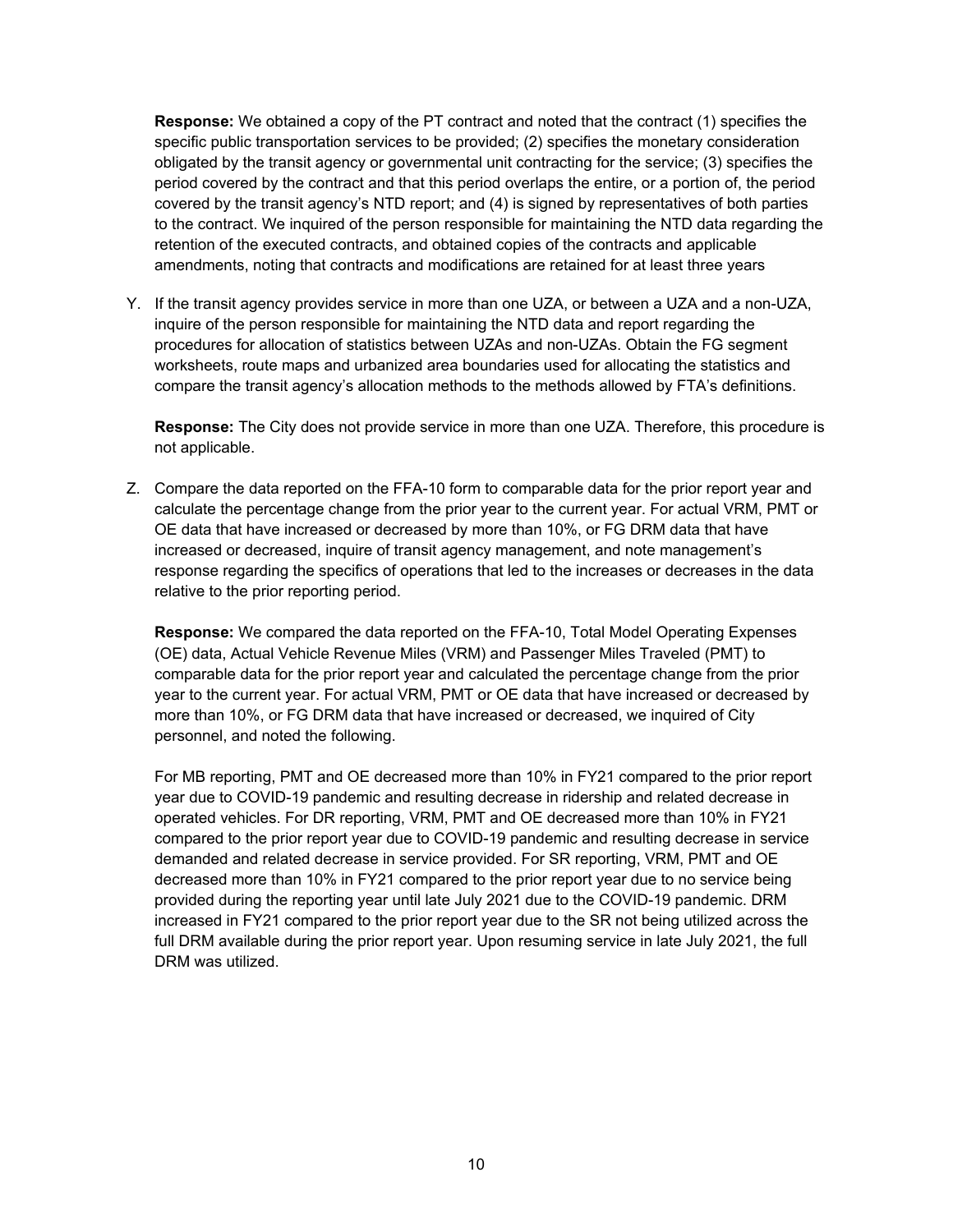**Response:** We obtained a copy of the PT contract and noted that the contract (1) specifies the specific public transportation services to be provided; (2) specifies the monetary consideration obligated by the transit agency or governmental unit contracting for the service; (3) specifies the period covered by the contract and that this period overlaps the entire, or a portion of, the period covered by the transit agency's NTD report; and (4) is signed by representatives of both parties to the contract. We inquired of the person responsible for maintaining the NTD data regarding the retention of the executed contracts, and obtained copies of the contracts and applicable amendments, noting that contracts and modifications are retained for at least three years

Y. If the transit agency provides service in more than one UZA, or between a UZA and a non-UZA, inquire of the person responsible for maintaining the NTD data and report regarding the procedures for allocation of statistics between UZAs and non-UZAs. Obtain the FG segment worksheets, route maps and urbanized area boundaries used for allocating the statistics and compare the transit agency's allocation methods to the methods allowed by FTA's definitions.

   **Response:** The City does not provide service in more than one UZA. Therefore, this procedure is not applicable.

Z. Compare the data reported on the FFA-10 form to comparable data for the prior report year and calculate the percentage change from the prior year to the current year. For actual VRM, PMT or OE data that have increased or decreased by more than 10%, or FG DRM data that have increased or decreased, inquire of transit agency management, and note management's response regarding the specifics of operations that led to the increases or decreases in the data relative to the prior reporting period.

   **Response:** We compared the data reported on the FFA-10, Total Model Operating Expenses (OE) data, Actual Vehicle Revenue Miles (VRM) and Passenger Miles Traveled (PMT) to comparable data for the prior report year and calculated the percentage change from the prior year to the current year. For actual VRM, PMT or OE data that have increased or decreased by more than 10%, or FG DRM data that have increased or decreased, we inquired of City personnel, and noted the following.

   For MB reporting, PMT and OE decreased more than 10% in FY21 compared to the prior report year due to COVID-19 pandemic and resulting decrease in ridership and related decrease in operated vehicles. For DR reporting, VRM, PMT and OE decreased more than 10% in FY21 compared to the prior report year due to COVID-19 pandemic and resulting decrease in service demanded and related decrease in service provided. For SR reporting, VRM, PMT and OE decreased more than 10% in FY21 compared to the prior report year due to no service being provided during the reporting year until late July 2021 due to the COVID-19 pandemic. DRM increased in FY21 compared to the prior report year due to the SR not being utilized across the full DRM available during the prior report year. Upon resuming service in late July 2021, the full DRM was utilized.